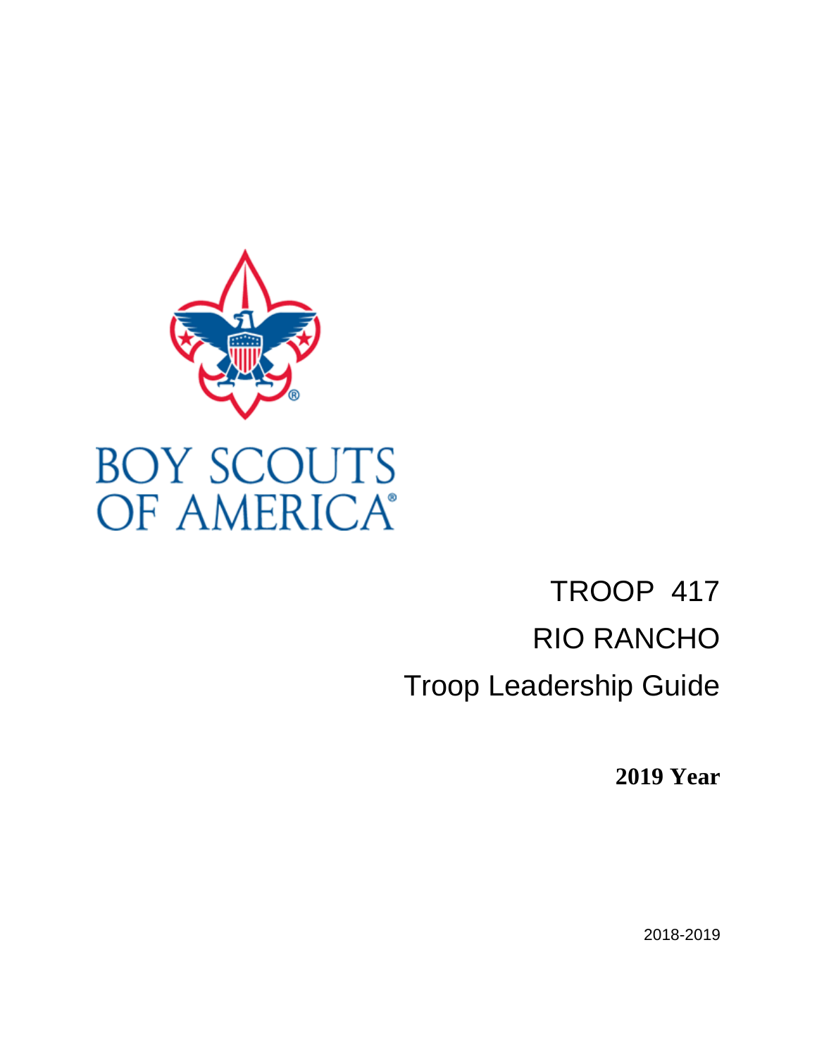BOY SCOUTS
OF AMERICA®

# TROOP 417
# RIO RANCHO
# Troop Leadership Guide

**2019 Year**

2018-2019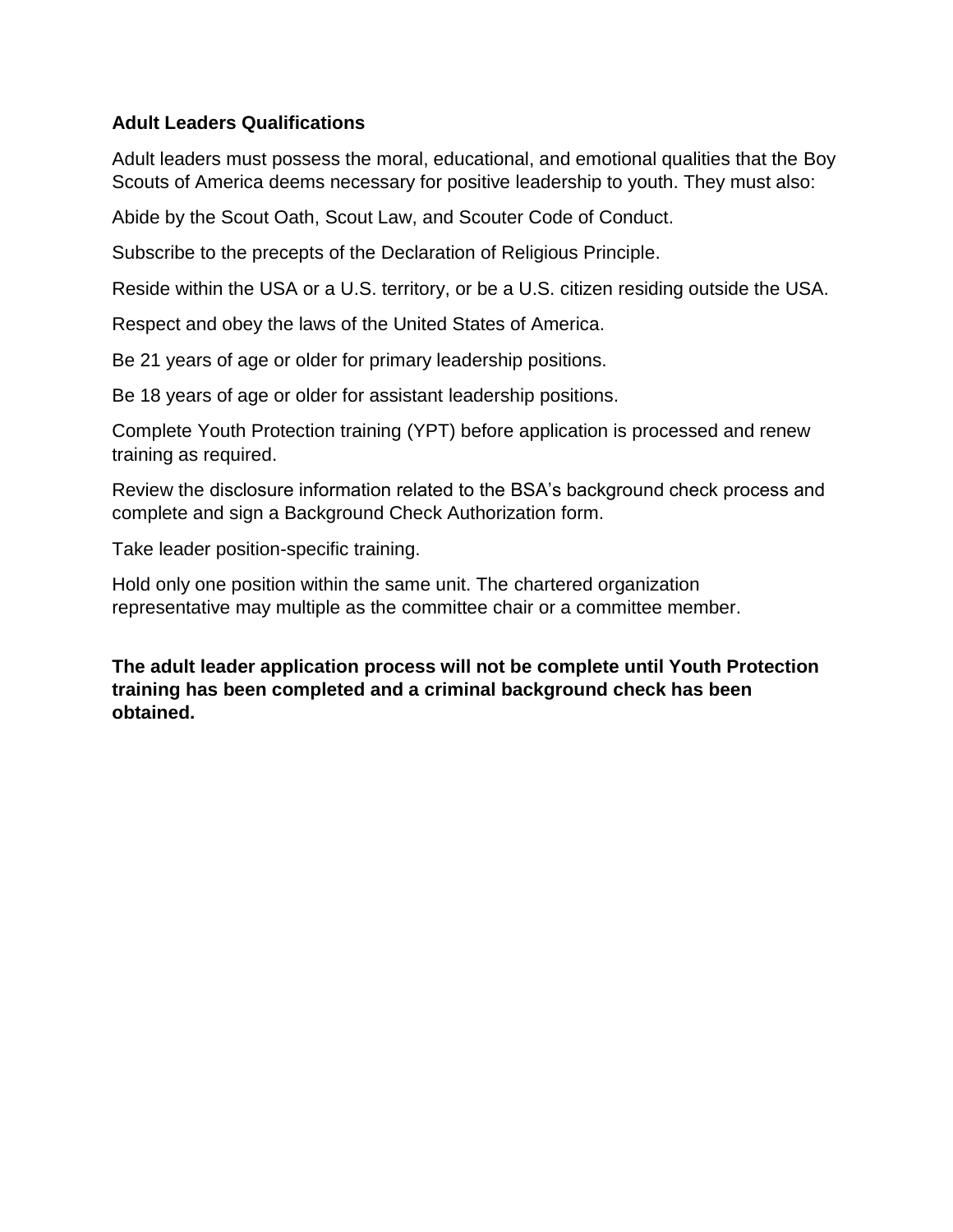**Adult Leaders Qualifications**

Adult leaders must possess the moral, educational, and emotional qualities that the Boy Scouts of America deems necessary for positive leadership to youth. They must also:

Abide by the Scout Oath, Scout Law, and Scouter Code of Conduct.

Subscribe to the precepts of the Declaration of Religious Principle.

Reside within the USA or a U.S. territory, or be a U.S. citizen residing outside the USA.

Respect and obey the laws of the United States of America.

Be 21 years of age or older for primary leadership positions.

Be 18 years of age or older for assistant leadership positions.

Complete Youth Protection training (YPT) before application is processed and renew training as required.

Review the disclosure information related to the BSA's background check process and complete and sign a Background Check Authorization form.

Take leader position-specific training.

Hold only one position within the same unit. The chartered organization representative may multiple as the committee chair or a committee member.

**The adult leader application process will not be complete until Youth Protection training has been completed and a criminal background check has been obtained.**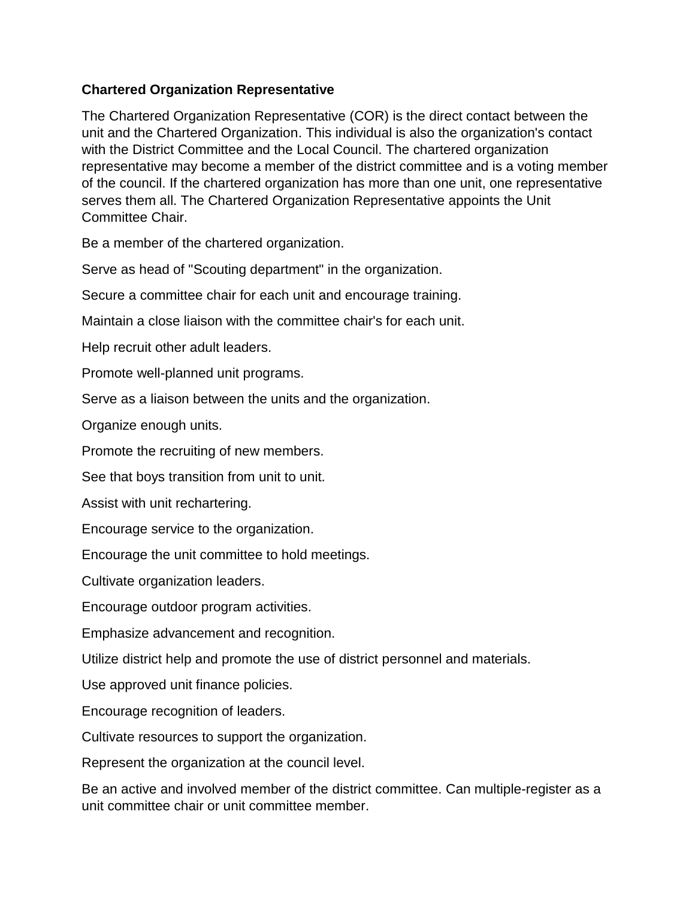**Chartered Organization Representative**

The Chartered Organization Representative (COR) is the direct contact between the unit and the Chartered Organization. This individual is also the organization's contact with the District Committee and the Local Council. The chartered organization representative may become a member of the district committee and is a voting member of the council. If the chartered organization has more than one unit, one representative serves them all. The Chartered Organization Representative appoints the Unit Committee Chair.

Be a member of the chartered organization.

Serve as head of "Scouting department" in the organization.

Secure a committee chair for each unit and encourage training.

Maintain a close liaison with the committee chair's for each unit.

Help recruit other adult leaders.

Promote well-planned unit programs.

Serve as a liaison between the units and the organization.

Organize enough units.

Promote the recruiting of new members.

See that boys transition from unit to unit.

Assist with unit rechartering.

Encourage service to the organization.

Encourage the unit committee to hold meetings.

Cultivate organization leaders.

Encourage outdoor program activities.

Emphasize advancement and recognition.

Utilize district help and promote the use of district personnel and materials.

Use approved unit finance policies.

Encourage recognition of leaders.

Cultivate resources to support the organization.

Represent the organization at the council level.

Be an active and involved member of the district committee. Can multiple-register as a unit committee chair or unit committee member.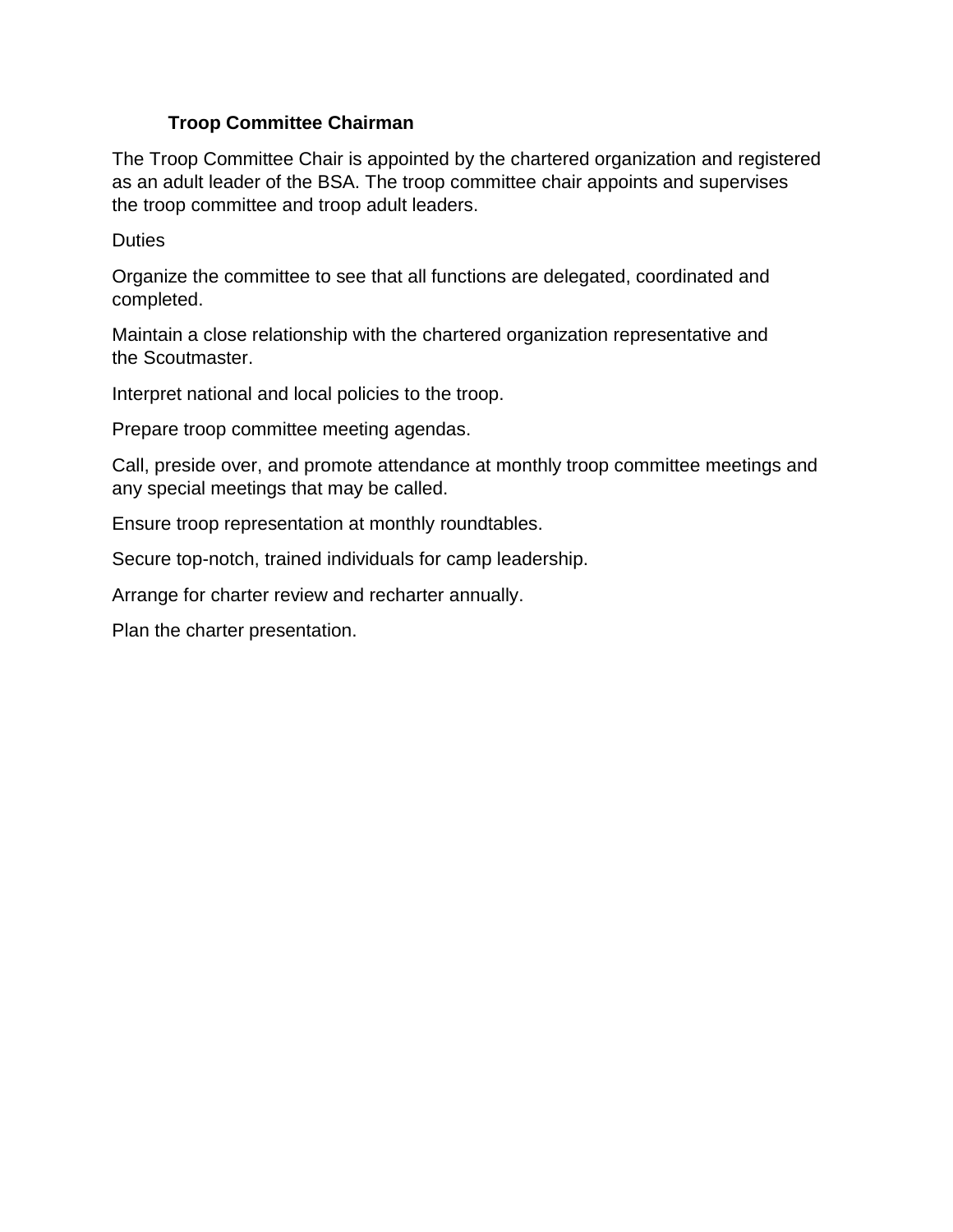## Troop Committee Chairman

The Troop Committee Chair is appointed by the chartered organization and registered as an adult leader of the BSA. The troop committee chair appoints and supervises the troop committee and troop adult leaders.

Duties

Organize the committee to see that all functions are delegated, coordinated and completed.

Maintain a close relationship with the chartered organization representative and the Scoutmaster.

Interpret national and local policies to the troop.

Prepare troop committee meeting agendas.

Call, preside over, and promote attendance at monthly troop committee meetings and any special meetings that may be called.

Ensure troop representation at monthly roundtables.

Secure top-notch, trained individuals for camp leadership.

Arrange for charter review and recharter annually.

Plan the charter presentation.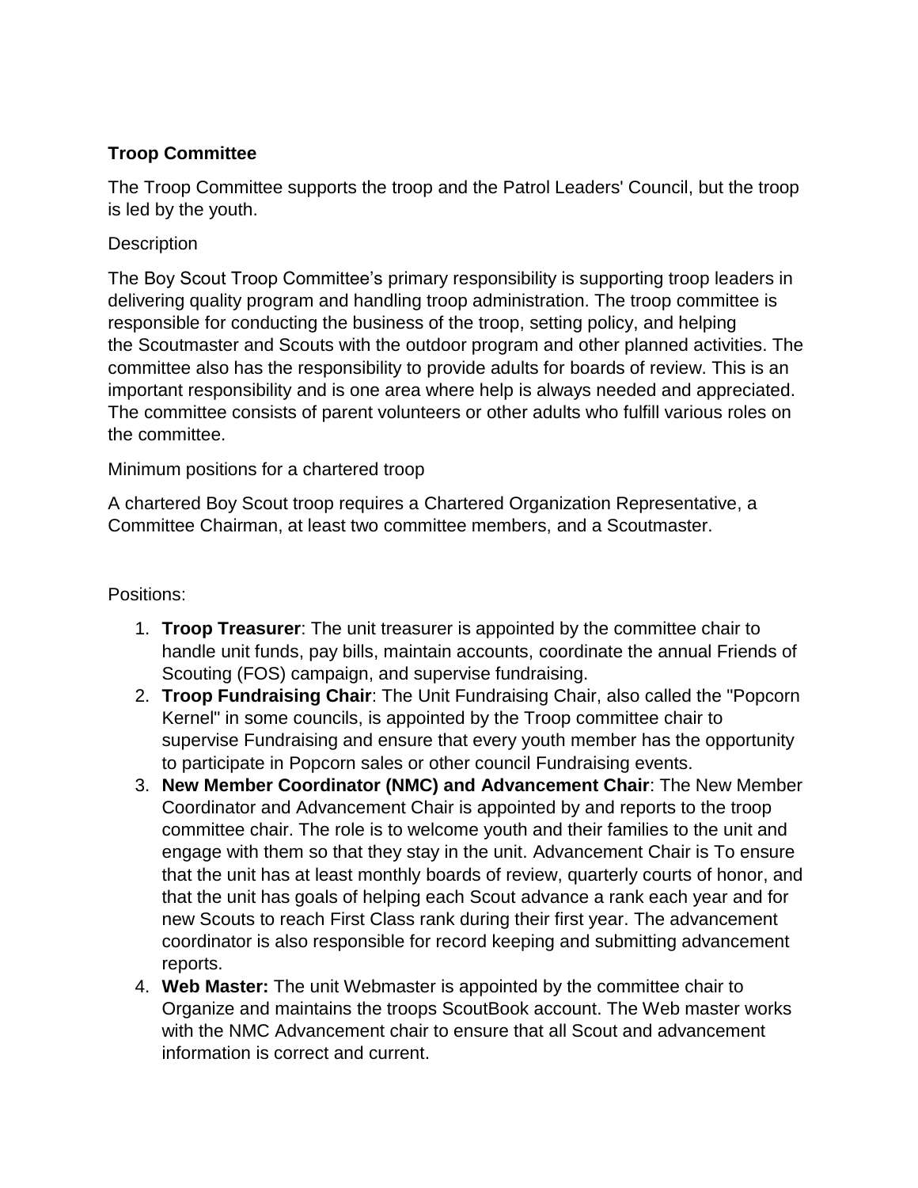**Troop Committee**

The Troop Committee supports the troop and the Patrol Leaders' Council, but the troop is led by the youth.

Description

The Boy Scout Troop Committee's primary responsibility is supporting troop leaders in delivering quality program and handling troop administration. The troop committee is responsible for conducting the business of the troop, setting policy, and helping the Scoutmaster and Scouts with the outdoor program and other planned activities. The committee also has the responsibility to provide adults for boards of review. This is an important responsibility and is one area where help is always needed and appreciated. The committee consists of parent volunteers or other adults who fulfill various roles on the committee.

Minimum positions for a chartered troop

A chartered Boy Scout troop requires a Chartered Organization Representative, a Committee Chairman, at least two committee members, and a Scoutmaster.

Positions:

1. **Troop Treasurer**: The unit treasurer is appointed by the committee chair to handle unit funds, pay bills, maintain accounts, coordinate the annual Friends of Scouting (FOS) campaign, and supervise fundraising.
2. **Troop Fundraising Chair**: The Unit Fundraising Chair, also called the "Popcorn Kernel" in some councils, is appointed by the Troop committee chair to supervise Fundraising and ensure that every youth member has the opportunity to participate in Popcorn sales or other council Fundraising events.
3. **New Member Coordinator (NMC) and Advancement Chair**: The New Member Coordinator and Advancement Chair is appointed by and reports to the troop committee chair. The role is to welcome youth and their families to the unit and engage with them so that they stay in the unit. Advancement Chair is To ensure that the unit has at least monthly boards of review, quarterly courts of honor, and that the unit has goals of helping each Scout advance a rank each year and for new Scouts to reach First Class rank during their first year. The advancement coordinator is also responsible for record keeping and submitting advancement reports.
4. **Web Master:** The unit Webmaster is appointed by the committee chair to Organize and maintains the troops ScoutBook account. The Web master works with the NMC Advancement chair to ensure that all Scout and advancement information is correct and current.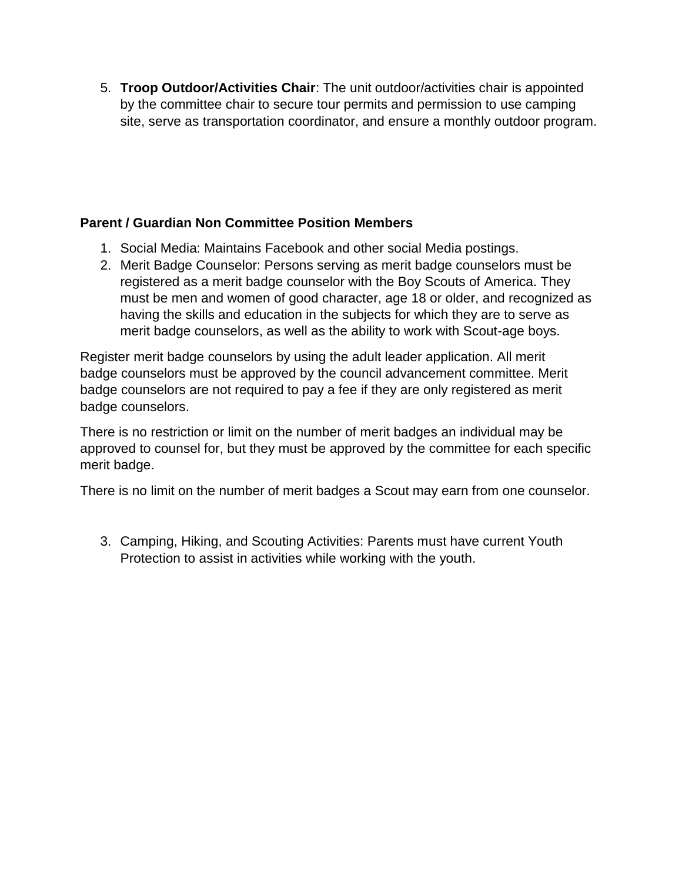5. **Troop Outdoor/Activities Chair**: The unit outdoor/activities chair is appointed by the committee chair to secure tour permits and permission to use camping site, serve as transportation coordinator, and ensure a monthly outdoor program.

**Parent / Guardian Non Committee Position Members**

1. Social Media: Maintains Facebook and other social Media postings.
2. Merit Badge Counselor: Persons serving as merit badge counselors must be registered as a merit badge counselor with the Boy Scouts of America. They must be men and women of good character, age 18 or older, and recognized as having the skills and education in the subjects for which they are to serve as merit badge counselors, as well as the ability to work with Scout-age boys.

Register merit badge counselors by using the adult leader application. All merit badge counselors must be approved by the council advancement committee. Merit badge counselors are not required to pay a fee if they are only registered as merit badge counselors.

There is no restriction or limit on the number of merit badges an individual may be approved to counsel for, but they must be approved by the committee for each specific merit badge.

There is no limit on the number of merit badges a Scout may earn from one counselor.

3. Camping, Hiking, and Scouting Activities: Parents must have current Youth Protection to assist in activities while working with the youth.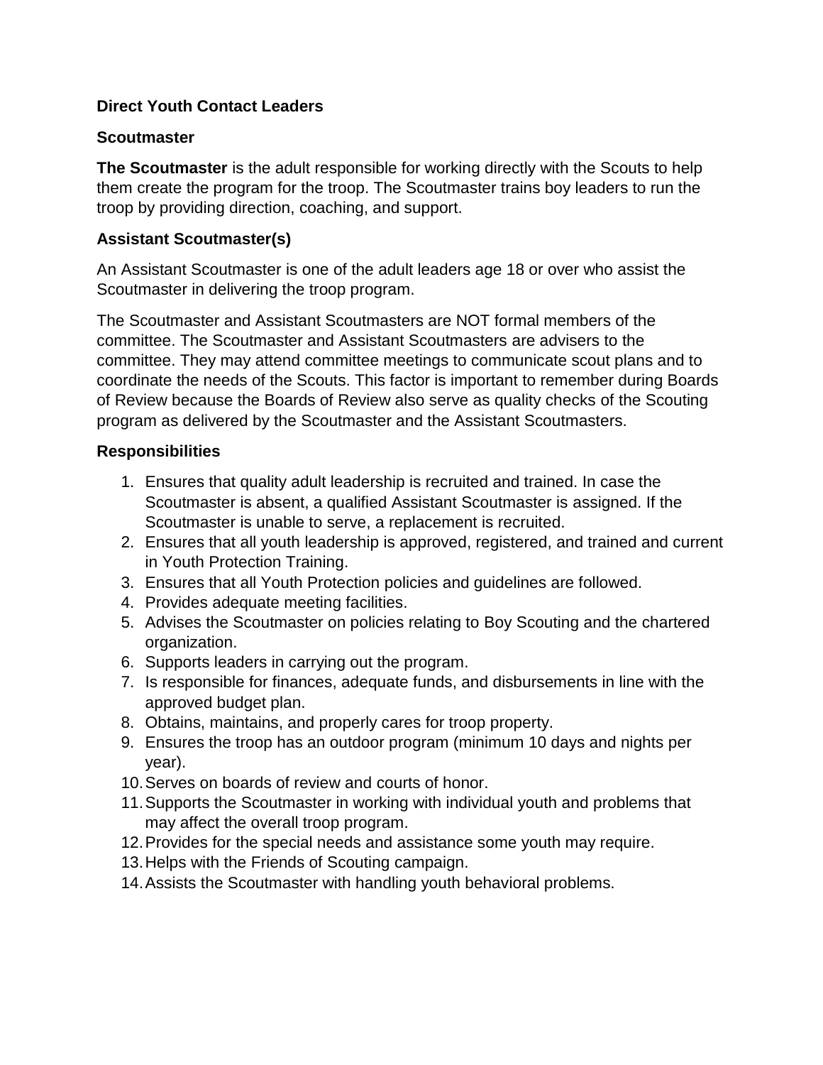**Direct Youth Contact Leaders**

**Scoutmaster**

**The Scoutmaster** is the adult responsible for working directly with the Scouts to help them create the program for the troop. The Scoutmaster trains boy leaders to run the troop by providing direction, coaching, and support.

**Assistant Scoutmaster(s)**

An Assistant Scoutmaster is one of the adult leaders age 18 or over who assist the Scoutmaster in delivering the troop program.

The Scoutmaster and Assistant Scoutmasters are NOT formal members of the committee. The Scoutmaster and Assistant Scoutmasters are advisers to the committee. They may attend committee meetings to communicate scout plans and to coordinate the needs of the Scouts. This factor is important to remember during Boards of Review because the Boards of Review also serve as quality checks of the Scouting program as delivered by the Scoutmaster and the Assistant Scoutmasters.

**Responsibilities**

1. Ensures that quality adult leadership is recruited and trained. In case the Scoutmaster is absent, a qualified Assistant Scoutmaster is assigned. If the Scoutmaster is unable to serve, a replacement is recruited.
2. Ensures that all youth leadership is approved, registered, and trained and current in Youth Protection Training.
3. Ensures that all Youth Protection policies and guidelines are followed.
4. Provides adequate meeting facilities.
5. Advises the Scoutmaster on policies relating to Boy Scouting and the chartered organization.
6. Supports leaders in carrying out the program.
7. Is responsible for finances, adequate funds, and disbursements in line with the approved budget plan.
8. Obtains, maintains, and properly cares for troop property.
9. Ensures the troop has an outdoor program (minimum 10 days and nights per year).
10. Serves on boards of review and courts of honor.
11. Supports the Scoutmaster in working with individual youth and problems that may affect the overall troop program.
12. Provides for the special needs and assistance some youth may require.
13. Helps with the Friends of Scouting campaign.
14. Assists the Scoutmaster with handling youth behavioral problems.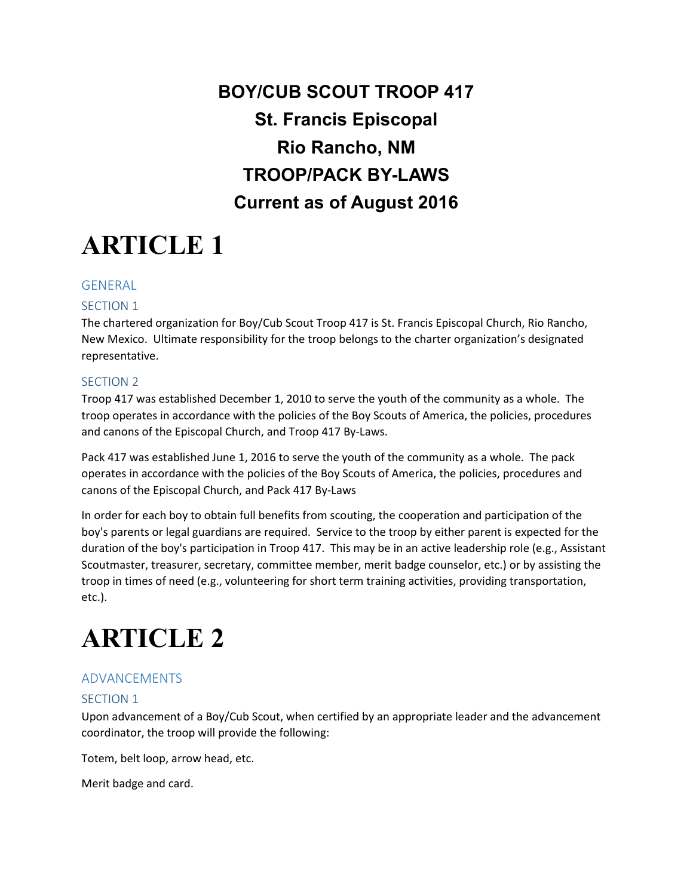**BOY/CUB SCOUT TROOP 417**

**St. Francis Episcopal**

**Rio Rancho, NM**

**TROOP/PACK BY-LAWS**

**Current as of August 2016**

# ARTICLE 1

## GENERAL

### SECTION 1

The chartered organization for Boy/Cub Scout Troop 417 is St. Francis Episcopal Church, Rio Rancho, New Mexico. Ultimate responsibility for the troop belongs to the charter organization's designated representative.

### SECTION 2

Troop 417 was established December 1, 2010 to serve the youth of the community as a whole. The troop operates in accordance with the policies of the Boy Scouts of America, the policies, procedures and canons of the Episcopal Church, and Troop 417 By-Laws.

Pack 417 was established June 1, 2016 to serve the youth of the community as a whole. The pack operates in accordance with the policies of the Boy Scouts of America, the policies, procedures and canons of the Episcopal Church, and Pack 417 By-Laws

In order for each boy to obtain full benefits from scouting, the cooperation and participation of the boy's parents or legal guardians are required. Service to the troop by either parent is expected for the duration of the boy's participation in Troop 417. This may be in an active leadership role (e.g., Assistant Scoutmaster, treasurer, secretary, committee member, merit badge counselor, etc.) or by assisting the troop in times of need (e.g., volunteering for short term training activities, providing transportation, etc.).

# ARTICLE 2

## ADVANCEMENTS

### SECTION 1

Upon advancement of a Boy/Cub Scout, when certified by an appropriate leader and the advancement coordinator, the troop will provide the following:

Totem, belt loop, arrow head, etc.

Merit badge and card.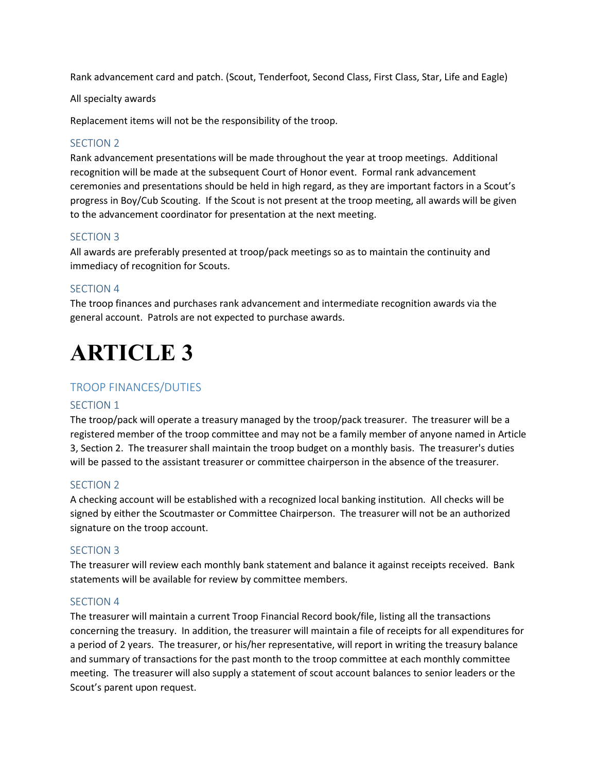Rank advancement card and patch. (Scout, Tenderfoot, Second Class, First Class, Star, Life and Eagle)

All specialty awards

Replacement items will not be the responsibility of the troop.

### SECTION 2

Rank advancement presentations will be made throughout the year at troop meetings. Additional recognition will be made at the subsequent Court of Honor event. Formal rank advancement ceremonies and presentations should be held in high regard, as they are important factors in a Scout's progress in Boy/Cub Scouting. If the Scout is not present at the troop meeting, all awards will be given to the advancement coordinator for presentation at the next meeting.

### SECTION 3

All awards are preferably presented at troop/pack meetings so as to maintain the continuity and immediacy of recognition for Scouts.

### SECTION 4

The troop finances and purchases rank advancement and intermediate recognition awards via the general account. Patrols are not expected to purchase awards.

# ARTICLE 3

## TROOP FINANCES/DUTIES

### SECTION 1

The troop/pack will operate a treasury managed by the troop/pack treasurer. The treasurer will be a registered member of the troop committee and may not be a family member of anyone named in Article 3, Section 2. The treasurer shall maintain the troop budget on a monthly basis. The treasurer's duties will be passed to the assistant treasurer or committee chairperson in the absence of the treasurer.

### SECTION 2

A checking account will be established with a recognized local banking institution. All checks will be signed by either the Scoutmaster or Committee Chairperson. The treasurer will not be an authorized signature on the troop account.

### SECTION 3

The treasurer will review each monthly bank statement and balance it against receipts received. Bank statements will be available for review by committee members.

### SECTION 4

The treasurer will maintain a current Troop Financial Record book/file, listing all the transactions concerning the treasury. In addition, the treasurer will maintain a file of receipts for all expenditures for a period of 2 years. The treasurer, or his/her representative, will report in writing the treasury balance and summary of transactions for the past month to the troop committee at each monthly committee meeting. The treasurer will also supply a statement of scout account balances to senior leaders or the Scout's parent upon request.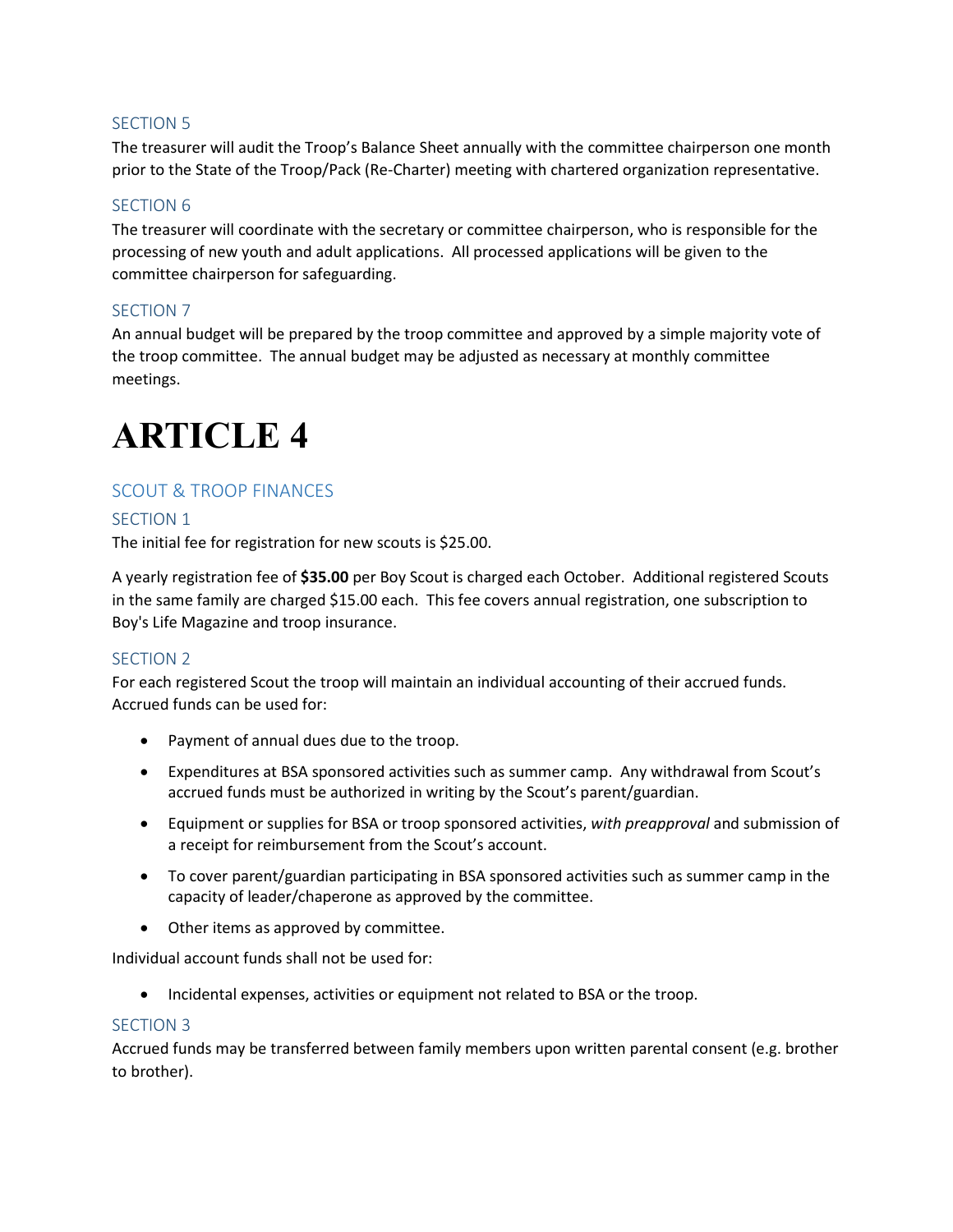### SECTION 5

The treasurer will audit the Troop's Balance Sheet annually with the committee chairperson one month prior to the State of the Troop/Pack (Re-Charter) meeting with chartered organization representative.

### SECTION 6

The treasurer will coordinate with the secretary or committee chairperson, who is responsible for the processing of new youth and adult applications. All processed applications will be given to the committee chairperson for safeguarding.

### SECTION 7

An annual budget will be prepared by the troop committee and approved by a simple majority vote of the troop committee. The annual budget may be adjusted as necessary at monthly committee meetings.

# ARTICLE 4

## SCOUT & TROOP FINANCES

### SECTION 1

The initial fee for registration for new scouts is $25.00.

A yearly registration fee of **$35.00** per Boy Scout is charged each October. Additional registered Scouts in the same family are charged $15.00 each. This fee covers annual registration, one subscription to Boy's Life Magazine and troop insurance.

### SECTION 2

For each registered Scout the troop will maintain an individual accounting of their accrued funds. Accrued funds can be used for:

- Payment of annual dues due to the troop.
- Expenditures at BSA sponsored activities such as summer camp. Any withdrawal from Scout's accrued funds must be authorized in writing by the Scout's parent/guardian.
- Equipment or supplies for BSA or troop sponsored activities, *with preapproval* and submission of a receipt for reimbursement from the Scout's account.
- To cover parent/guardian participating in BSA sponsored activities such as summer camp in the capacity of leader/chaperone as approved by the committee.
- Other items as approved by committee.

Individual account funds shall not be used for:

- Incidental expenses, activities or equipment not related to BSA or the troop.

### SECTION 3

Accrued funds may be transferred between family members upon written parental consent (e.g. brother to brother).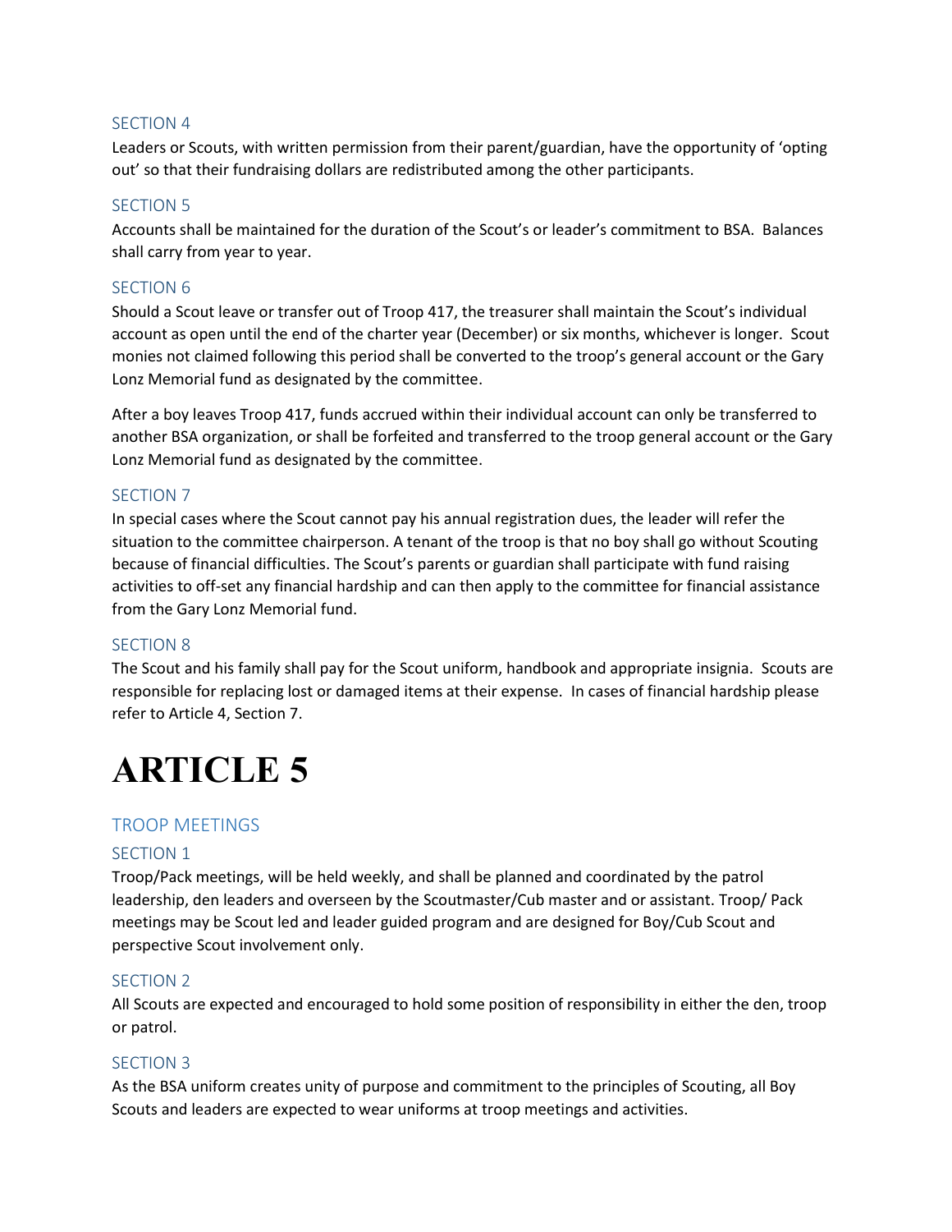### SECTION 4

Leaders or Scouts, with written permission from their parent/guardian, have the opportunity of 'opting out' so that their fundraising dollars are redistributed among the other participants.

### SECTION 5

Accounts shall be maintained for the duration of the Scout's or leader's commitment to BSA. Balances shall carry from year to year.

### SECTION 6

Should a Scout leave or transfer out of Troop 417, the treasurer shall maintain the Scout's individual account as open until the end of the charter year (December) or six months, whichever is longer. Scout monies not claimed following this period shall be converted to the troop's general account or the Gary Lonz Memorial fund as designated by the committee.

After a boy leaves Troop 417, funds accrued within their individual account can only be transferred to another BSA organization, or shall be forfeited and transferred to the troop general account or the Gary Lonz Memorial fund as designated by the committee.

### SECTION 7

In special cases where the Scout cannot pay his annual registration dues, the leader will refer the situation to the committee chairperson. A tenant of the troop is that no boy shall go without Scouting because of financial difficulties. The Scout's parents or guardian shall participate with fund raising activities to off-set any financial hardship and can then apply to the committee for financial assistance from the Gary Lonz Memorial fund.

### SECTION 8

The Scout and his family shall pay for the Scout uniform, handbook and appropriate insignia. Scouts are responsible for replacing lost or damaged items at their expense. In cases of financial hardship please refer to Article 4, Section 7.

# ARTICLE 5

## TROOP MEETINGS

### SECTION 1

Troop/Pack meetings, will be held weekly, and shall be planned and coordinated by the patrol leadership, den leaders and overseen by the Scoutmaster/Cub master and or assistant. Troop/ Pack meetings may be Scout led and leader guided program and are designed for Boy/Cub Scout and perspective Scout involvement only.

### SECTION 2

All Scouts are expected and encouraged to hold some position of responsibility in either the den, troop or patrol.

### SECTION 3

As the BSA uniform creates unity of purpose and commitment to the principles of Scouting, all Boy Scouts and leaders are expected to wear uniforms at troop meetings and activities.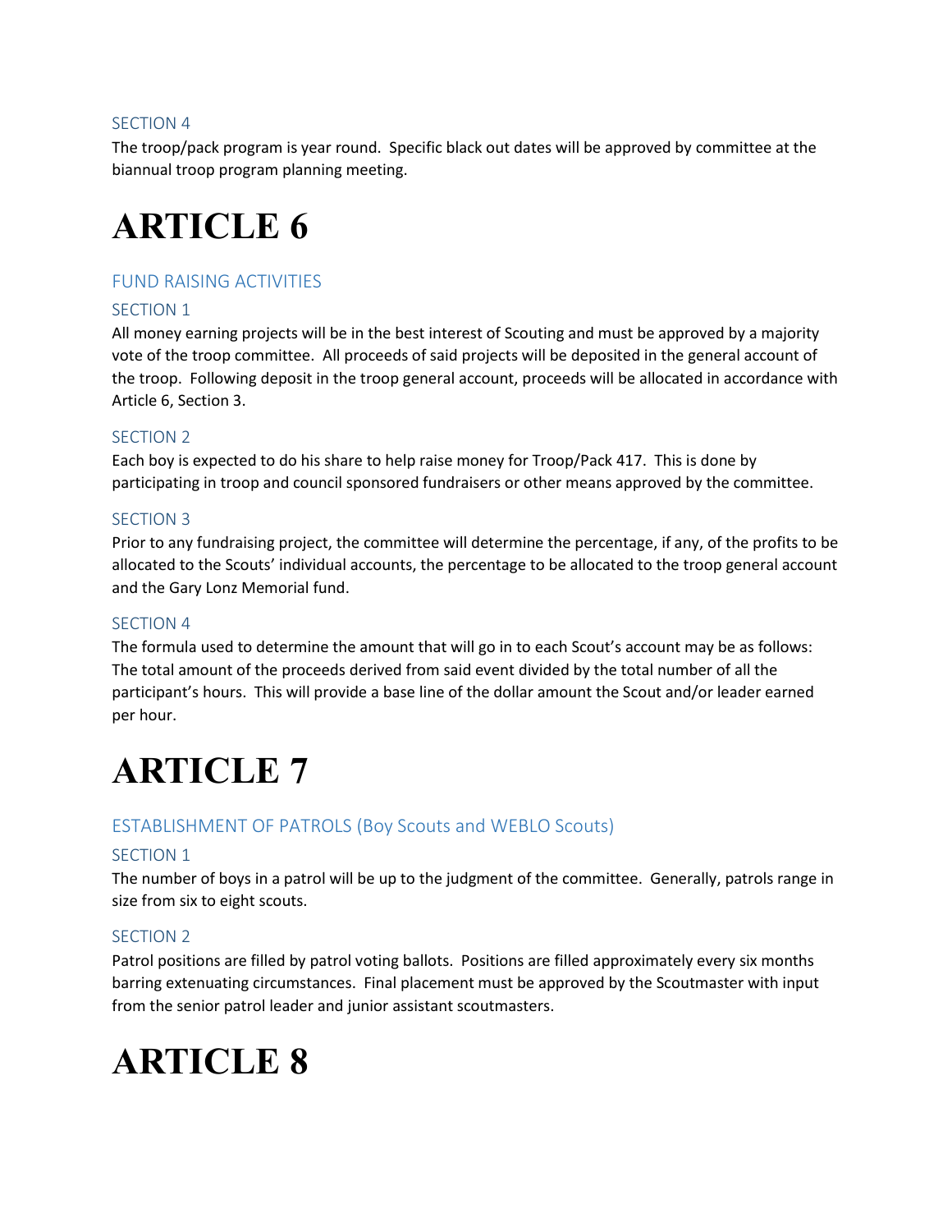### SECTION 4

The troop/pack program is year round. Specific black out dates will be approved by committee at the biannual troop program planning meeting.

# ARTICLE 6

## FUND RAISING ACTIVITIES

### SECTION 1

All money earning projects will be in the best interest of Scouting and must be approved by a majority vote of the troop committee. All proceeds of said projects will be deposited in the general account of the troop. Following deposit in the troop general account, proceeds will be allocated in accordance with Article 6, Section 3.

### SECTION 2

Each boy is expected to do his share to help raise money for Troop/Pack 417. This is done by participating in troop and council sponsored fundraisers or other means approved by the committee.

### SECTION 3

Prior to any fundraising project, the committee will determine the percentage, if any, of the profits to be allocated to the Scouts' individual accounts, the percentage to be allocated to the troop general account and the Gary Lonz Memorial fund.

### SECTION 4

The formula used to determine the amount that will go in to each Scout's account may be as follows: The total amount of the proceeds derived from said event divided by the total number of all the participant's hours. This will provide a base line of the dollar amount the Scout and/or leader earned per hour.

# ARTICLE 7

## ESTABLISHMENT OF PATROLS (Boy Scouts and WEBLO Scouts)

### SECTION 1

The number of boys in a patrol will be up to the judgment of the committee. Generally, patrols range in size from six to eight scouts.

### SECTION 2

Patrol positions are filled by patrol voting ballots. Positions are filled approximately every six months barring extenuating circumstances. Final placement must be approved by the Scoutmaster with input from the senior patrol leader and junior assistant scoutmasters.

# ARTICLE 8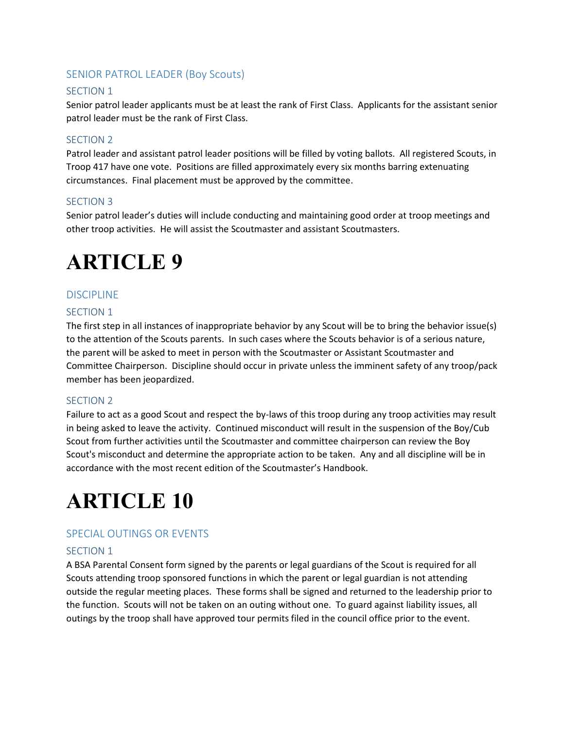### SENIOR PATROL LEADER (Boy Scouts)

#### SECTION 1

Senior patrol leader applicants must be at least the rank of First Class. Applicants for the assistant senior patrol leader must be the rank of First Class.

#### SECTION 2

Patrol leader and assistant patrol leader positions will be filled by voting ballots. All registered Scouts, in Troop 417 have one vote. Positions are filled approximately every six months barring extenuating circumstances. Final placement must be approved by the committee.

#### SECTION 3

Senior patrol leader's duties will include conducting and maintaining good order at troop meetings and other troop activities. He will assist the Scoutmaster and assistant Scoutmasters.

# ARTICLE 9

### DISCIPLINE

#### SECTION 1

The first step in all instances of inappropriate behavior by any Scout will be to bring the behavior issue(s) to the attention of the Scouts parents. In such cases where the Scouts behavior is of a serious nature, the parent will be asked to meet in person with the Scoutmaster or Assistant Scoutmaster and Committee Chairperson. Discipline should occur in private unless the imminent safety of any troop/pack member has been jeopardized.

#### SECTION 2

Failure to act as a good Scout and respect the by-laws of this troop during any troop activities may result in being asked to leave the activity. Continued misconduct will result in the suspension of the Boy/Cub Scout from further activities until the Scoutmaster and committee chairperson can review the Boy Scout's misconduct and determine the appropriate action to be taken. Any and all discipline will be in accordance with the most recent edition of the Scoutmaster's Handbook.

# ARTICLE 10

### SPECIAL OUTINGS OR EVENTS

#### SECTION 1

A BSA Parental Consent form signed by the parents or legal guardians of the Scout is required for all Scouts attending troop sponsored functions in which the parent or legal guardian is not attending outside the regular meeting places. These forms shall be signed and returned to the leadership prior to the function. Scouts will not be taken on an outing without one. To guard against liability issues, all outings by the troop shall have approved tour permits filed in the council office prior to the event.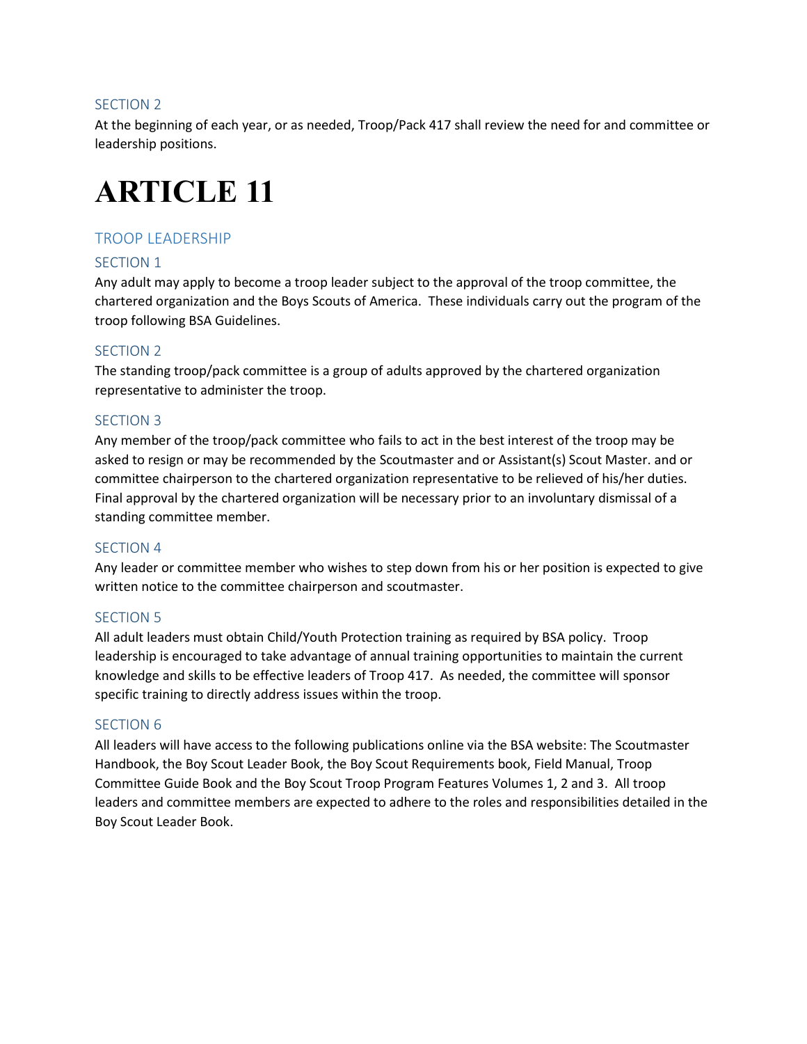### SECTION 2

At the beginning of each year, or as needed, Troop/Pack 417 shall review the need for and committee or leadership positions.

# ARTICLE 11

## TROOP LEADERSHIP

### SECTION 1

Any adult may apply to become a troop leader subject to the approval of the troop committee, the chartered organization and the Boys Scouts of America. These individuals carry out the program of the troop following BSA Guidelines.

### SECTION 2

The standing troop/pack committee is a group of adults approved by the chartered organization representative to administer the troop.

### SECTION 3

Any member of the troop/pack committee who fails to act in the best interest of the troop may be asked to resign or may be recommended by the Scoutmaster and or Assistant(s) Scout Master. and or committee chairperson to the chartered organization representative to be relieved of his/her duties. Final approval by the chartered organization will be necessary prior to an involuntary dismissal of a standing committee member.

### SECTION 4

Any leader or committee member who wishes to step down from his or her position is expected to give written notice to the committee chairperson and scoutmaster.

### SECTION 5

All adult leaders must obtain Child/Youth Protection training as required by BSA policy. Troop leadership is encouraged to take advantage of annual training opportunities to maintain the current knowledge and skills to be effective leaders of Troop 417. As needed, the committee will sponsor specific training to directly address issues within the troop.

### SECTION 6

All leaders will have access to the following publications online via the BSA website: The Scoutmaster Handbook, the Boy Scout Leader Book, the Boy Scout Requirements book, Field Manual, Troop Committee Guide Book and the Boy Scout Troop Program Features Volumes 1, 2 and 3. All troop leaders and committee members are expected to adhere to the roles and responsibilities detailed in the Boy Scout Leader Book.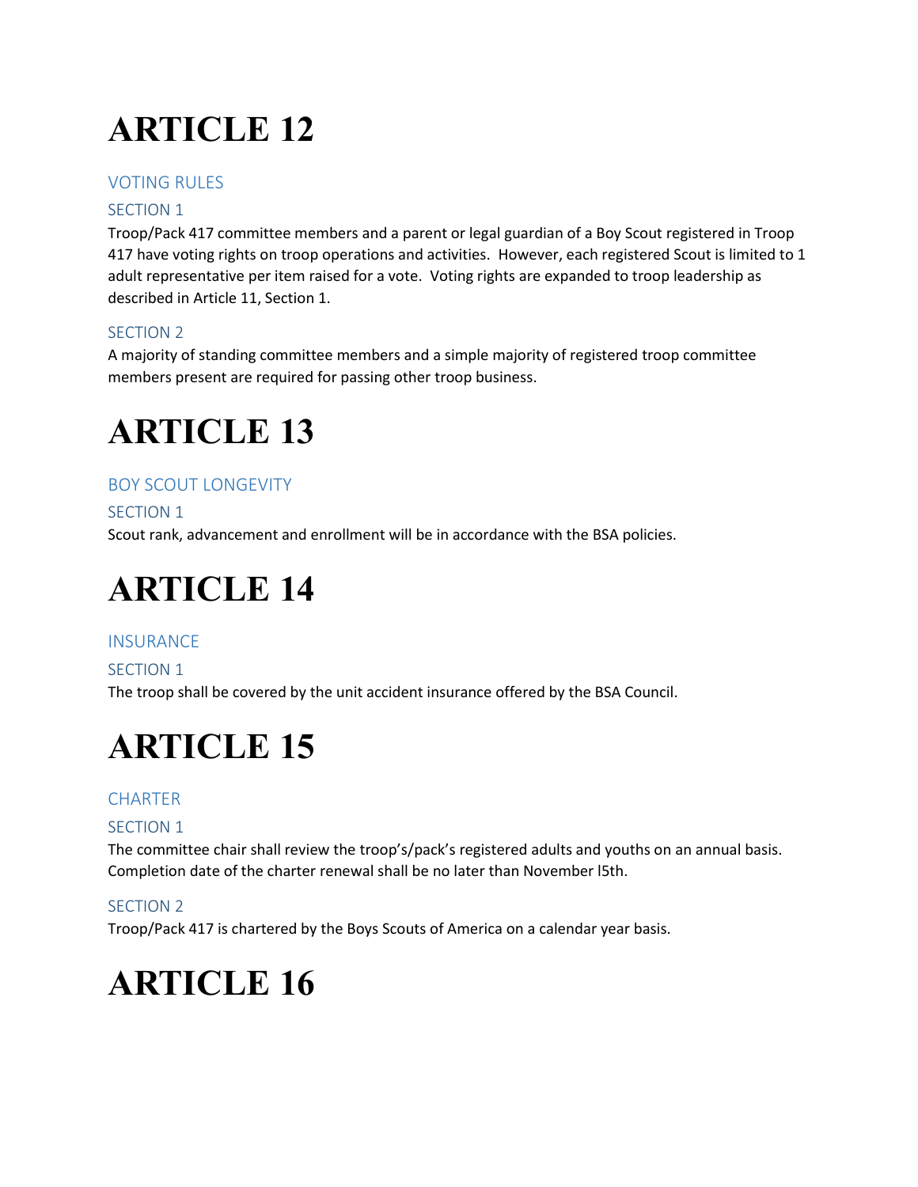# ARTICLE 12

## VOTING RULES

### SECTION 1

Troop/Pack 417 committee members and a parent or legal guardian of a Boy Scout registered in Troop 417 have voting rights on troop operations and activities. However, each registered Scout is limited to 1 adult representative per item raised for a vote. Voting rights are expanded to troop leadership as described in Article 11, Section 1.

### SECTION 2

A majority of standing committee members and a simple majority of registered troop committee members present are required for passing other troop business.

# ARTICLE 13

## BOY SCOUT LONGEVITY

### SECTION 1

Scout rank, advancement and enrollment will be in accordance with the BSA policies.

# ARTICLE 14

## INSURANCE

### SECTION 1

The troop shall be covered by the unit accident insurance offered by the BSA Council.

# ARTICLE 15

## CHARTER

### SECTION 1

The committee chair shall review the troop's/pack's registered adults and youths on an annual basis. Completion date of the charter renewal shall be no later than November l5th.

### SECTION 2

Troop/Pack 417 is chartered by the Boys Scouts of America on a calendar year basis.

# ARTICLE 16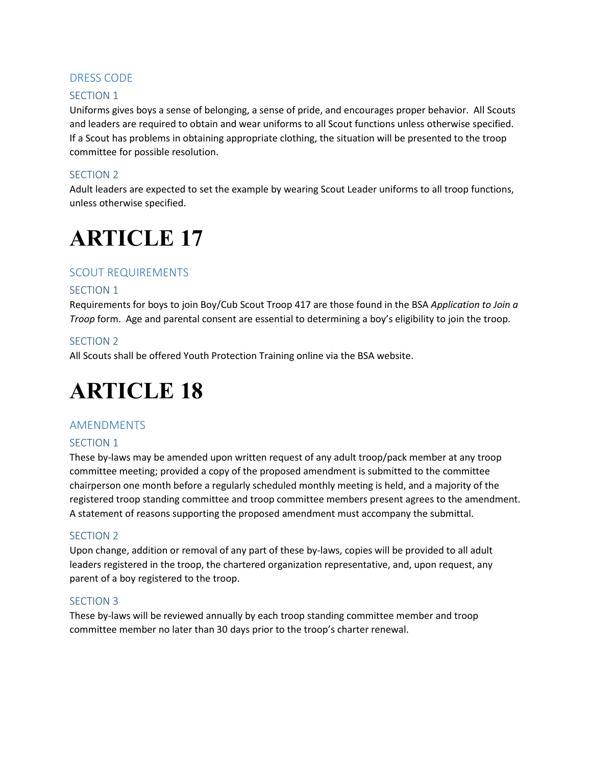### DRESS CODE

#### SECTION 1

Uniforms gives boys a sense of belonging, a sense of pride, and encourages proper behavior. All Scouts and leaders are required to obtain and wear uniforms to all Scout functions unless otherwise specified. If a Scout has problems in obtaining appropriate clothing, the situation will be presented to the troop committee for possible resolution.

#### SECTION 2

Adult leaders are expected to set the example by wearing Scout Leader uniforms to all troop functions, unless otherwise specified.

# ARTICLE 17

### SCOUT REQUIREMENTS

#### SECTION 1

Requirements for boys to join Boy/Cub Scout Troop 417 are those found in the BSA *Application to Join a Troop* form. Age and parental consent are essential to determining a boy's eligibility to join the troop.

#### SECTION 2

All Scouts shall be offered Youth Protection Training online via the BSA website.

# ARTICLE 18

### AMENDMENTS

#### SECTION 1

These by-laws may be amended upon written request of any adult troop/pack member at any troop committee meeting; provided a copy of the proposed amendment is submitted to the committee chairperson one month before a regularly scheduled monthly meeting is held, and a majority of the registered troop standing committee and troop committee members present agrees to the amendment. A statement of reasons supporting the proposed amendment must accompany the submittal.

#### SECTION 2

Upon change, addition or removal of any part of these by-laws, copies will be provided to all adult leaders registered in the troop, the chartered organization representative, and, upon request, any parent of a boy registered to the troop.

#### SECTION 3

These by-laws will be reviewed annually by each troop standing committee member and troop committee member no later than 30 days prior to the troop's charter renewal.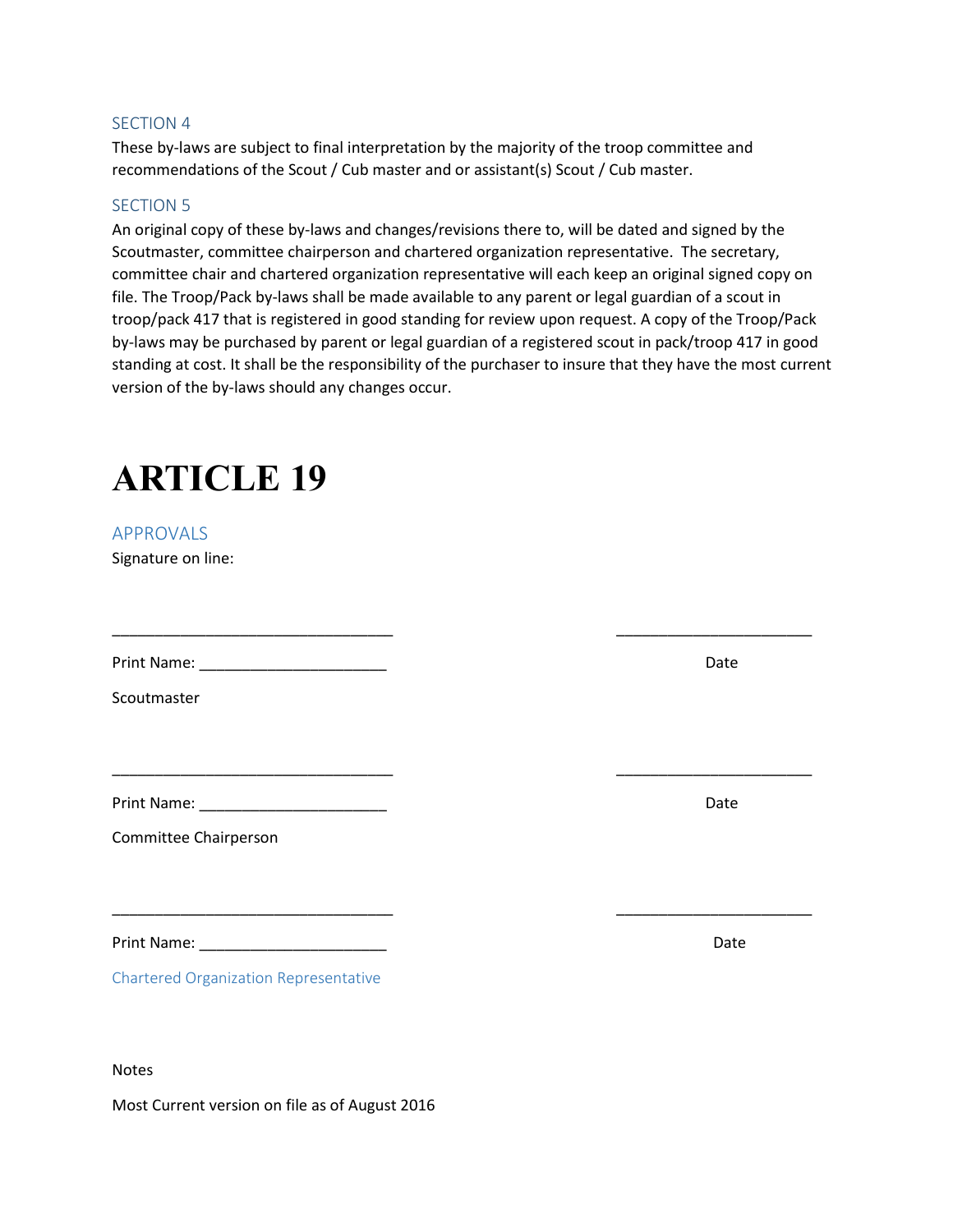### SECTION 4

These by-laws are subject to final interpretation by the majority of the troop committee and recommendations of the Scout / Cub master and or assistant(s) Scout / Cub master.

### SECTION 5

An original copy of these by-laws and changes/revisions there to, will be dated and signed by the Scoutmaster, committee chairperson and chartered organization representative. The secretary, committee chair and chartered organization representative will each keep an original signed copy on file. The Troop/Pack by-laws shall be made available to any parent or legal guardian of a scout in troop/pack 417 that is registered in good standing for review upon request. A copy of the Troop/Pack by-laws may be purchased by parent or legal guardian of a registered scout in pack/troop 417 in good standing at cost. It shall be the responsibility of the purchaser to insure that they have the most current version of the by-laws should any changes occur.

# ARTICLE 19

### APPROVALS

Signature on line:

_________________________________ _______________________

Print Name: ______________________ Date

Scoutmaster

_________________________________ _______________________

Print Name: ______________________ Date

Committee Chairperson

_________________________________ _______________________

Print Name: ______________________ Date

Chartered Organization Representative

Notes

Most Current version on file as of August 2016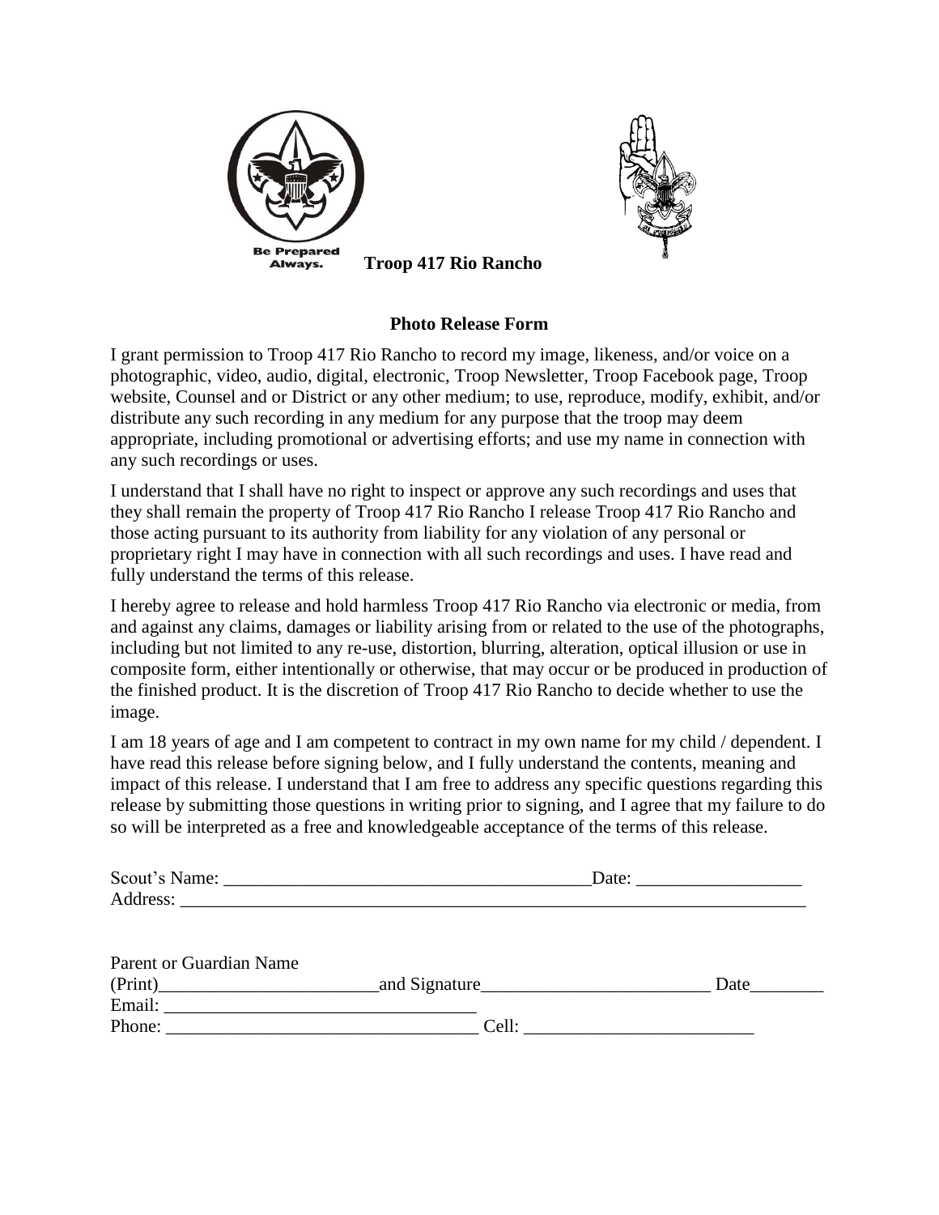Be Prepared Always.

**Troop 417 Rio Rancho**

**Photo Release Form**

I grant permission to Troop 417 Rio Rancho to record my image, likeness, and/or voice on a photographic, video, audio, digital, electronic, Troop Newsletter, Troop Facebook page, Troop website, Counsel and or District or any other medium; to use, reproduce, modify, exhibit, and/or distribute any such recording in any medium for any purpose that the troop may deem appropriate, including promotional or advertising efforts; and use my name in connection with any such recordings or uses.

I understand that I shall have no right to inspect or approve any such recordings and uses that they shall remain the property of Troop 417 Rio Rancho I release Troop 417 Rio Rancho and those acting pursuant to its authority from liability for any violation of any personal or proprietary right I may have in connection with all such recordings and uses. I have read and fully understand the terms of this release.

I hereby agree to release and hold harmless Troop 417 Rio Rancho via electronic or media, from and against any claims, damages or liability arising from or related to the use of the photographs, including but not limited to any re-use, distortion, blurring, alteration, optical illusion or use in composite form, either intentionally or otherwise, that may occur or be produced in production of the finished product. It is the discretion of Troop 417 Rio Rancho to decide whether to use the image.

I am 18 years of age and I am competent to contract in my own name for my child / dependent. I have read this release before signing below, and I fully understand the contents, meaning and impact of this release. I understand that I am free to address any specific questions regarding this release by submitting those questions in writing prior to signing, and I agree that my failure to do so will be interpreted as a free and knowledgeable acceptance of the terms of this release.

Scout's Name: ________________________________________Date: __________________

Address: ______________________________________________________________________

Parent or Guardian Name

(Print)________________________and Signature_________________________ Date________

Email: __________________________________

Phone: __________________________________ Cell: _________________________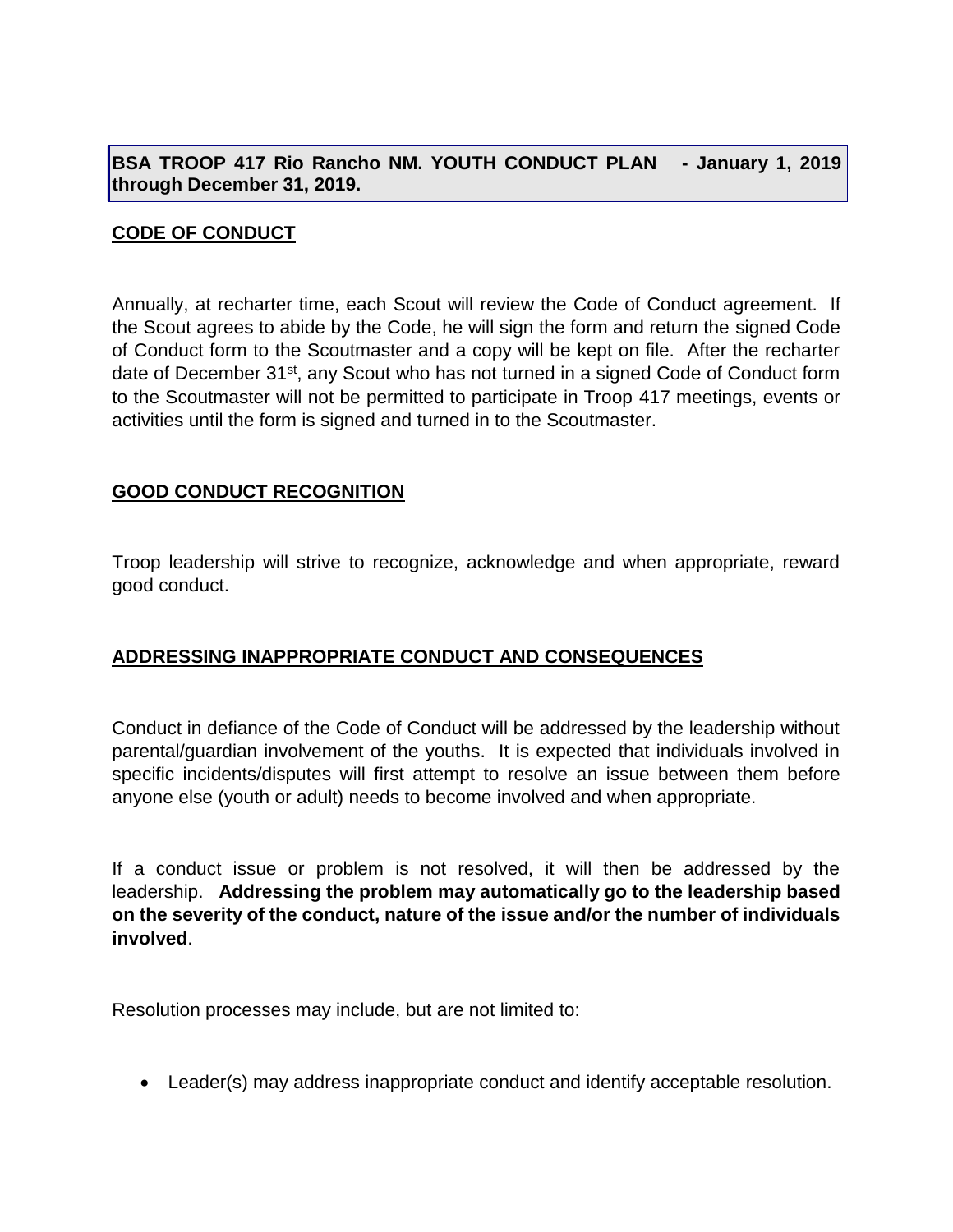**BSA TROOP 417 Rio Rancho NM. YOUTH CONDUCT PLAN - January 1, 2019 through December 31, 2019.**

## CODE OF CONDUCT

Annually, at recharter time, each Scout will review the Code of Conduct agreement. If the Scout agrees to abide by the Code, he will sign the form and return the signed Code of Conduct form to the Scoutmaster and a copy will be kept on file. After the recharter date of December 31st, any Scout who has not turned in a signed Code of Conduct form to the Scoutmaster will not be permitted to participate in Troop 417 meetings, events or activities until the form is signed and turned in to the Scoutmaster.

## GOOD CONDUCT RECOGNITION

Troop leadership will strive to recognize, acknowledge and when appropriate, reward good conduct.

## ADDRESSING INAPPROPRIATE CONDUCT AND CONSEQUENCES

Conduct in defiance of the Code of Conduct will be addressed by the leadership without parental/guardian involvement of the youths. It is expected that individuals involved in specific incidents/disputes will first attempt to resolve an issue between them before anyone else (youth or adult) needs to become involved and when appropriate.

If a conduct issue or problem is not resolved, it will then be addressed by the leadership. **Addressing the problem may automatically go to the leadership based on the severity of the conduct, nature of the issue and/or the number of individuals involved**.

Resolution processes may include, but are not limited to:

- Leader(s) may address inappropriate conduct and identify acceptable resolution.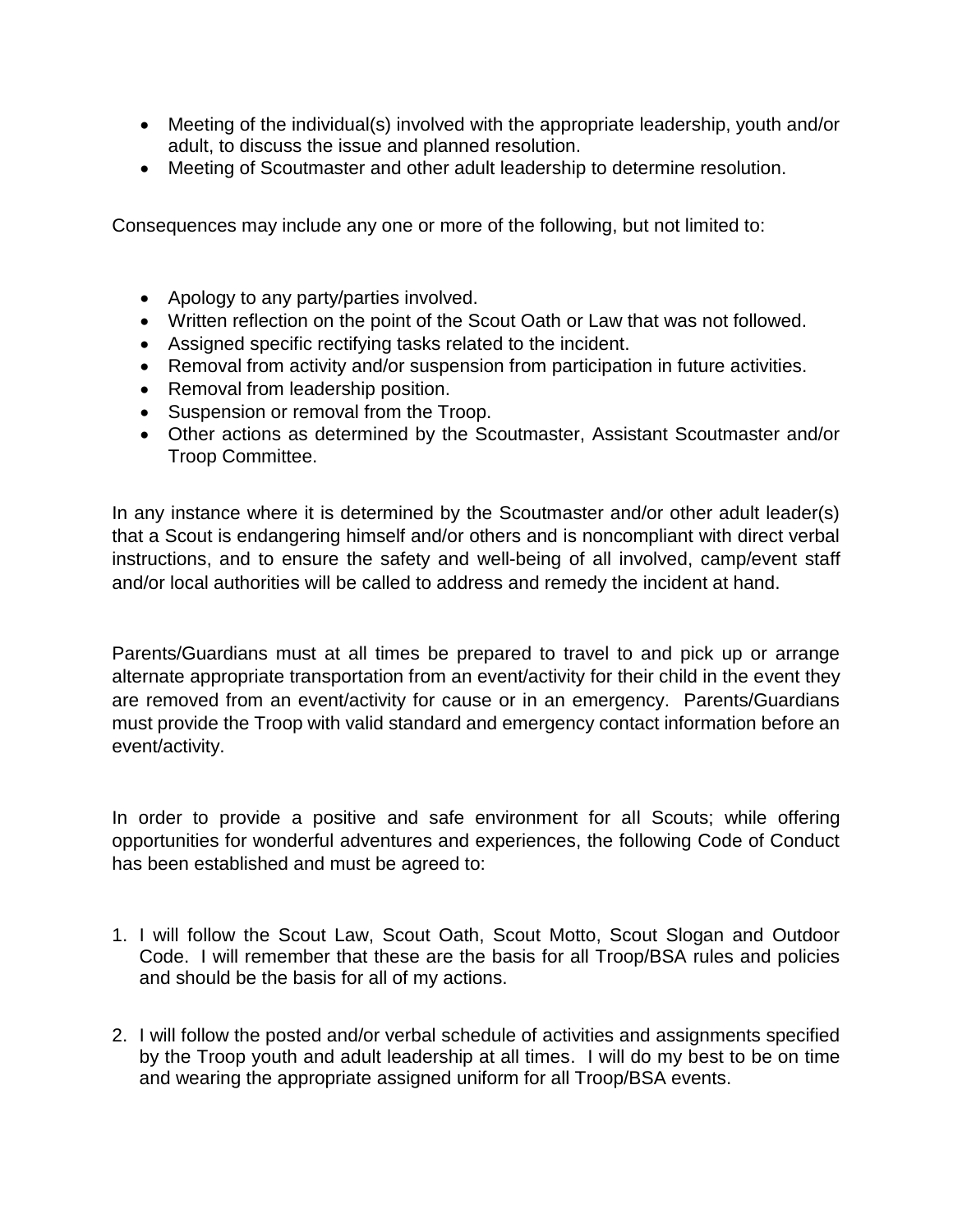- Meeting of the individual(s) involved with the appropriate leadership, youth and/or adult, to discuss the issue and planned resolution.
- Meeting of Scoutmaster and other adult leadership to determine resolution.

Consequences may include any one or more of the following, but not limited to:

- Apology to any party/parties involved.
- Written reflection on the point of the Scout Oath or Law that was not followed.
- Assigned specific rectifying tasks related to the incident.
- Removal from activity and/or suspension from participation in future activities.
- Removal from leadership position.
- Suspension or removal from the Troop.
- Other actions as determined by the Scoutmaster, Assistant Scoutmaster and/or Troop Committee.

In any instance where it is determined by the Scoutmaster and/or other adult leader(s) that a Scout is endangering himself and/or others and is noncompliant with direct verbal instructions, and to ensure the safety and well-being of all involved, camp/event staff and/or local authorities will be called to address and remedy the incident at hand.

Parents/Guardians must at all times be prepared to travel to and pick up or arrange alternate appropriate transportation from an event/activity for their child in the event they are removed from an event/activity for cause or in an emergency. Parents/Guardians must provide the Troop with valid standard and emergency contact information before an event/activity.

In order to provide a positive and safe environment for all Scouts; while offering opportunities for wonderful adventures and experiences, the following Code of Conduct has been established and must be agreed to:

1. I will follow the Scout Law, Scout Oath, Scout Motto, Scout Slogan and Outdoor Code. I will remember that these are the basis for all Troop/BSA rules and policies and should be the basis for all of my actions.

2. I will follow the posted and/or verbal schedule of activities and assignments specified by the Troop youth and adult leadership at all times. I will do my best to be on time and wearing the appropriate assigned uniform for all Troop/BSA events.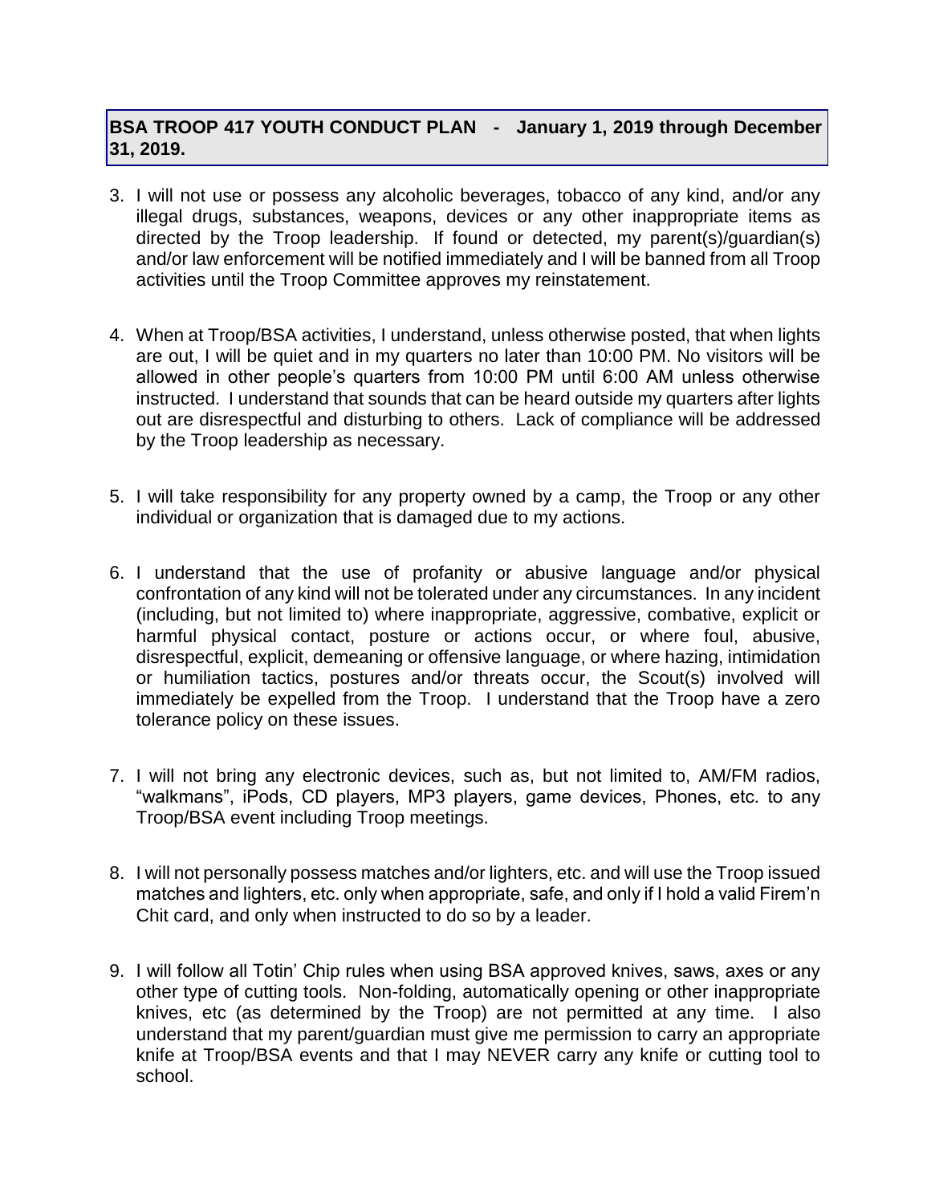**BSA TROOP 417 YOUTH CONDUCT PLAN - January 1, 2019 through December 31, 2019.**

3. I will not use or possess any alcoholic beverages, tobacco of any kind, and/or any illegal drugs, substances, weapons, devices or any other inappropriate items as directed by the Troop leadership. If found or detected, my parent(s)/guardian(s) and/or law enforcement will be notified immediately and I will be banned from all Troop activities until the Troop Committee approves my reinstatement.

4. When at Troop/BSA activities, I understand, unless otherwise posted, that when lights are out, I will be quiet and in my quarters no later than 10:00 PM. No visitors will be allowed in other people's quarters from 10:00 PM until 6:00 AM unless otherwise instructed. I understand that sounds that can be heard outside my quarters after lights out are disrespectful and disturbing to others. Lack of compliance will be addressed by the Troop leadership as necessary.

5. I will take responsibility for any property owned by a camp, the Troop or any other individual or organization that is damaged due to my actions.

6. I understand that the use of profanity or abusive language and/or physical confrontation of any kind will not be tolerated under any circumstances. In any incident (including, but not limited to) where inappropriate, aggressive, combative, explicit or harmful physical contact, posture or actions occur, or where foul, abusive, disrespectful, explicit, demeaning or offensive language, or where hazing, intimidation or humiliation tactics, postures and/or threats occur, the Scout(s) involved will immediately be expelled from the Troop. I understand that the Troop have a zero tolerance policy on these issues.

7. I will not bring any electronic devices, such as, but not limited to, AM/FM radios, "walkmans", iPods, CD players, MP3 players, game devices, Phones, etc. to any Troop/BSA event including Troop meetings.

8. I will not personally possess matches and/or lighters, etc. and will use the Troop issued matches and lighters, etc. only when appropriate, safe, and only if I hold a valid Firem'n Chit card, and only when instructed to do so by a leader.

9. I will follow all Totin' Chip rules when using BSA approved knives, saws, axes or any other type of cutting tools. Non-folding, automatically opening or other inappropriate knives, etc (as determined by the Troop) are not permitted at any time. I also understand that my parent/guardian must give me permission to carry an appropriate knife at Troop/BSA events and that I may NEVER carry any knife or cutting tool to school.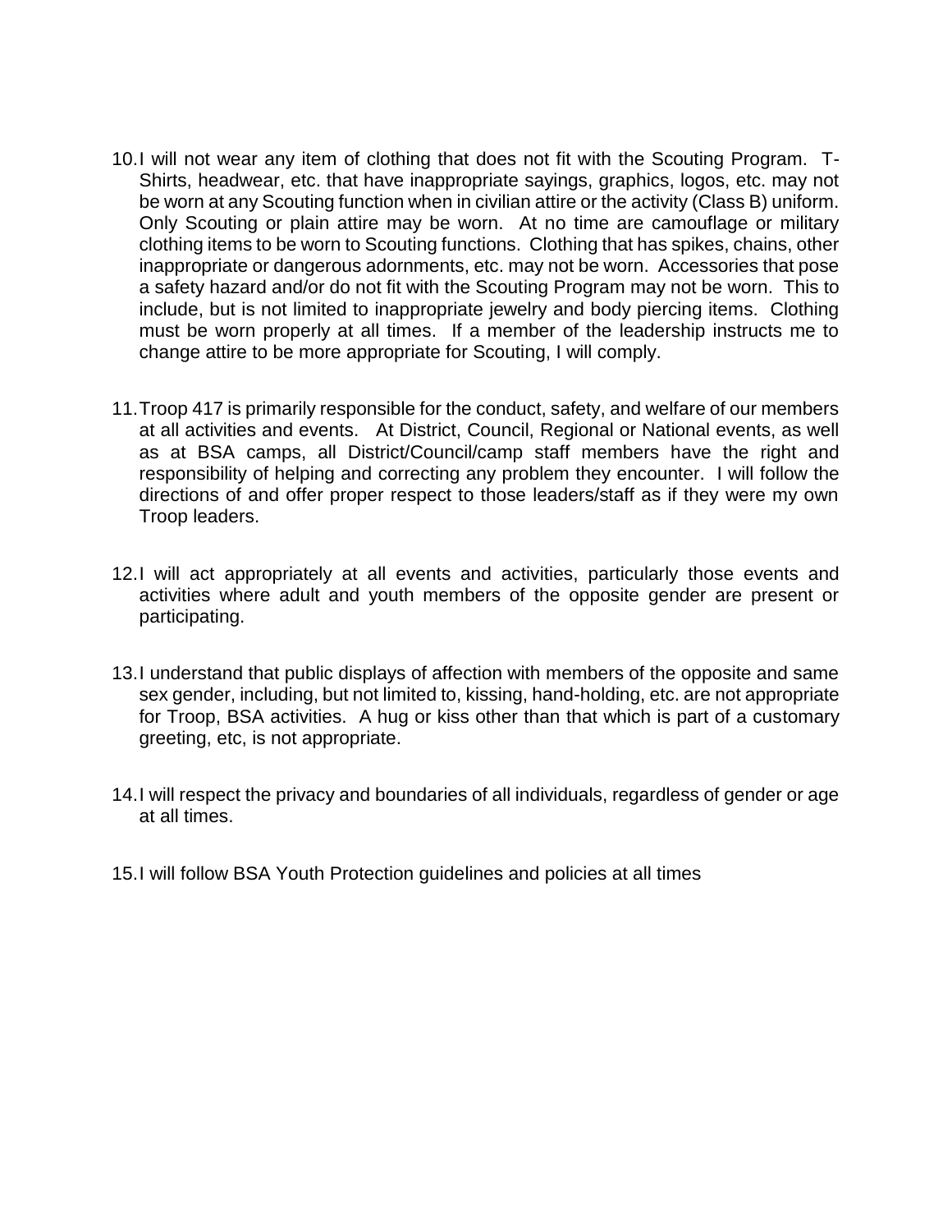10. I will not wear any item of clothing that does not fit with the Scouting Program. T-Shirts, headwear, etc. that have inappropriate sayings, graphics, logos, etc. may not be worn at any Scouting function when in civilian attire or the activity (Class B) uniform. Only Scouting or plain attire may be worn. At no time are camouflage or military clothing items to be worn to Scouting functions. Clothing that has spikes, chains, other inappropriate or dangerous adornments, etc. may not be worn. Accessories that pose a safety hazard and/or do not fit with the Scouting Program may not be worn. This to include, but is not limited to inappropriate jewelry and body piercing items. Clothing must be worn properly at all times. If a member of the leadership instructs me to change attire to be more appropriate for Scouting, I will comply.

11. Troop 417 is primarily responsible for the conduct, safety, and welfare of our members at all activities and events. At District, Council, Regional or National events, as well as at BSA camps, all District/Council/camp staff members have the right and responsibility of helping and correcting any problem they encounter. I will follow the directions of and offer proper respect to those leaders/staff as if they were my own Troop leaders.

12. I will act appropriately at all events and activities, particularly those events and activities where adult and youth members of the opposite gender are present or participating.

13. I understand that public displays of affection with members of the opposite and same sex gender, including, but not limited to, kissing, hand-holding, etc. are not appropriate for Troop, BSA activities. A hug or kiss other than that which is part of a customary greeting, etc, is not appropriate.

14. I will respect the privacy and boundaries of all individuals, regardless of gender or age at all times.

15. I will follow BSA Youth Protection guidelines and policies at all times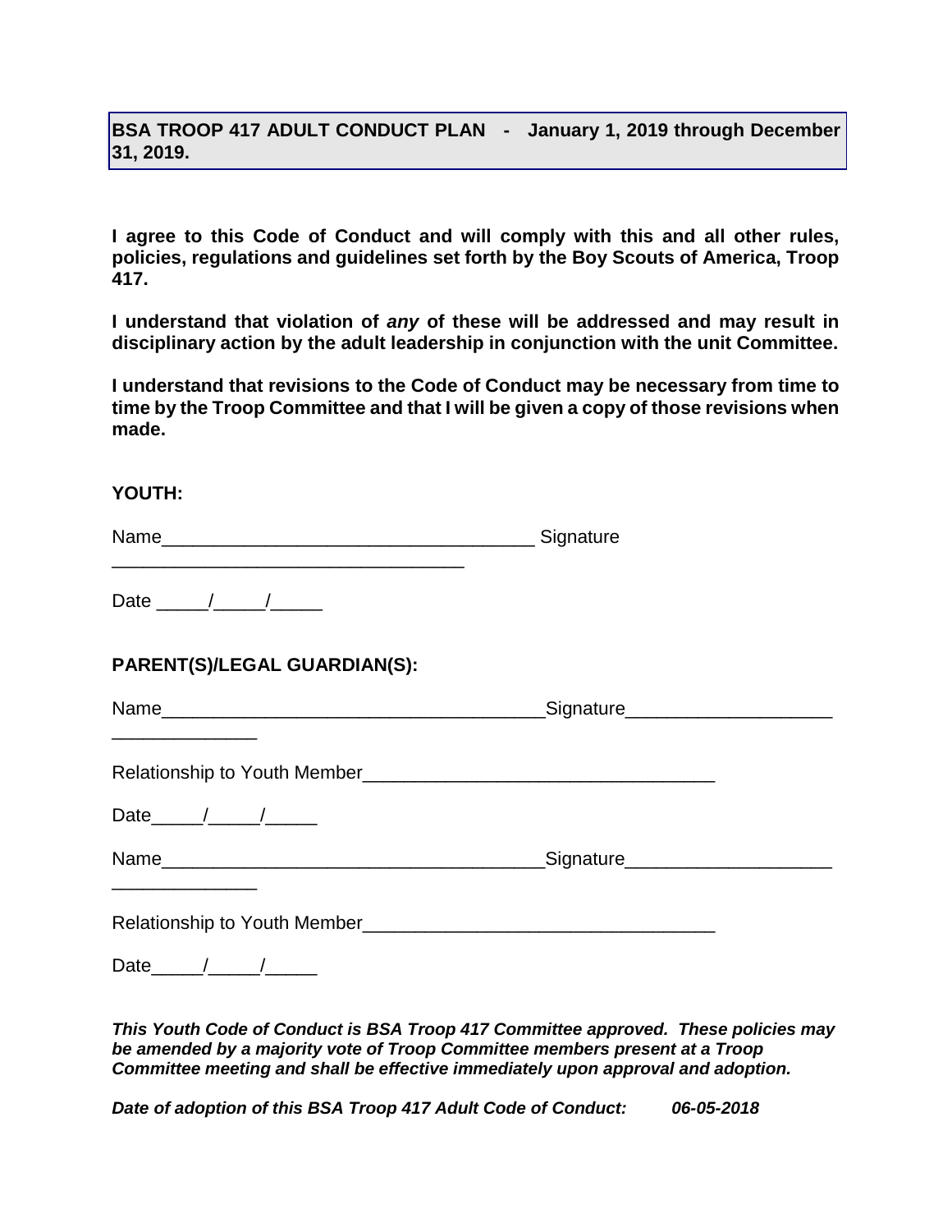**BSA TROOP 417 ADULT CONDUCT PLAN - January 1, 2019 through December 31, 2019.**

**I agree to this Code of Conduct and will comply with this and all other rules, policies, regulations and guidelines set forth by the Boy Scouts of America, Troop 417.**

**I understand that violation of *any* of these will be addressed and may result in disciplinary action by the adult leadership in conjunction with the unit Committee.**

**I understand that revisions to the Code of Conduct may be necessary from time to time by the Troop Committee and that I will be given a copy of those revisions when made.**

**YOUTH:**

Name_____________________________________ Signature ___________________________________

Date _____/_____/_____

**PARENT(S)/LEGAL GUARDIAN(S):**

Name______________________________________Signature______________________ ______________

Relationship to Youth Member__________________________________

Date_____/_____/_____

Name______________________________________Signature______________________ ______________

Relationship to Youth Member__________________________________

Date_____/_____/_____

***This Youth Code of Conduct is BSA Troop 417 Committee approved. These policies may be amended by a majority vote of Troop Committee members present at a Troop Committee meeting and shall be effective immediately upon approval and adoption.***

***Date of adoption of this BSA Troop 417 Adult Code of Conduct: 06-05-2018***